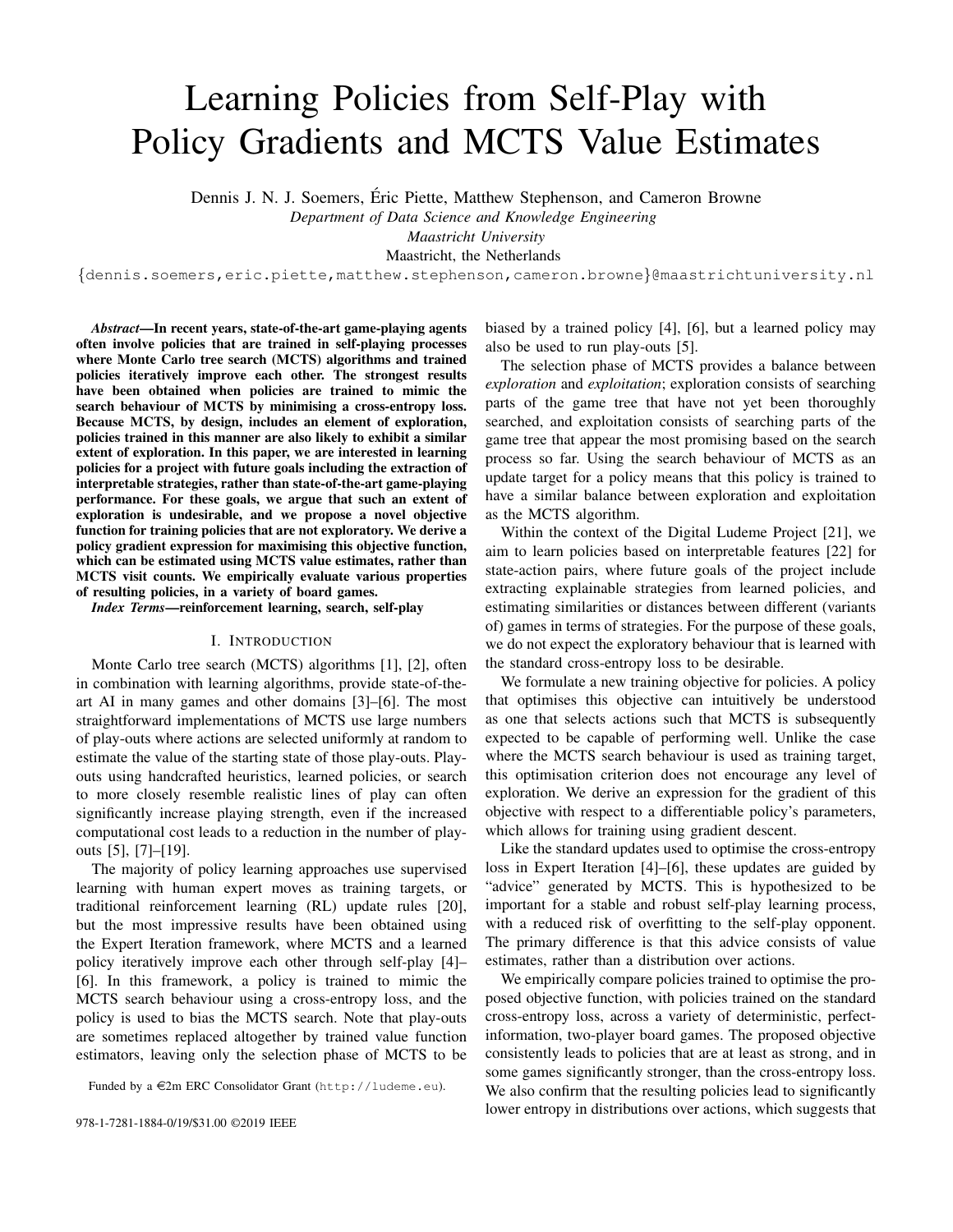# Learning Policies from Self-Play with Policy Gradients and MCTS Value Estimates

Dennis J. N. J. Soemers, Éric Piette, Matthew Stephenson, and Cameron Browne

*Department of Data Science and Knowledge Engineering*

*Maastricht University*

Maastricht, the Netherlands

{dennis.soemers,eric.piette,matthew.stephenson,cameron.browne}@maastrichtuniversity.nl

***Abstract*—In recent years, state-of-the-art game-playing agents often involve policies that are trained in self-playing processes where Monte Carlo tree search (MCTS) algorithms and trained policies iteratively improve each other. The strongest results have been obtained when policies are trained to mimic the search behaviour of MCTS by minimising a cross-entropy loss. Because MCTS, by design, includes an element of exploration, policies trained in this manner are also likely to exhibit a similar extent of exploration. In this paper, we are interested in learning policies for a project with future goals including the extraction of interpretable strategies, rather than state-of-the-art game-playing performance. For these goals, we argue that such an extent of exploration is undesirable, and we propose a novel objective function for training policies that are not exploratory. We derive a policy gradient expression for maximising this objective function, which can be estimated using MCTS value estimates, rather than MCTS visit counts. We empirically evaluate various properties of resulting policies, in a variety of board games.**

***Index Terms*—reinforcement learning, search, self-play**

## I. Introduction

Monte Carlo tree search (MCTS) algorithms [1], [2], often in combination with learning algorithms, provide state-of-the-art AI in many games and other domains [3]–[6]. The most straightforward implementations of MCTS use large numbers of play-outs where actions are selected uniformly at random to estimate the value of the starting state of those play-outs. Play-outs using handcrafted heuristics, learned policies, or search to more closely resemble realistic lines of play can often significantly increase playing strength, even if the increased computational cost leads to a reduction in the number of play-outs [5], [7]–[19].

The majority of policy learning approaches use supervised learning with human expert moves as training targets, or traditional reinforcement learning (RL) update rules [20], but the most impressive results have been obtained using the Expert Iteration framework, where MCTS and a learned policy iteratively improve each other through self-play [4]–[6]. In this framework, a policy is trained to mimic the MCTS search behaviour using a cross-entropy loss, and the policy is used to bias the MCTS search. Note that play-outs are sometimes replaced altogether by trained value function estimators, leaving only the selection phase of MCTS to be biased by a trained policy [4], [6], but a learned policy may also be used to run play-outs [5].

The selection phase of MCTS provides a balance between *exploration* and *exploitation*; exploration consists of searching parts of the game tree that have not yet been thoroughly searched, and exploitation consists of searching parts of the game tree that appear the most promising based on the search process so far. Using the search behaviour of MCTS as an update target for a policy means that this policy is trained to have a similar balance between exploration and exploitation as the MCTS algorithm.

Within the context of the Digital Ludeme Project [21], we aim to learn policies based on interpretable features [22] for state-action pairs, where future goals of the project include extracting explainable strategies from learned policies, and estimating similarities or distances between different (variants of) games in terms of strategies. For the purpose of these goals, we do not expect the exploratory behaviour that is learned with the standard cross-entropy loss to be desirable.

We formulate a new training objective for policies. A policy that optimises this objective can intuitively be understood as one that selects actions such that MCTS is subsequently expected to be capable of performing well. Unlike the case where the MCTS search behaviour is used as training target, this optimisation criterion does not encourage any level of exploration. We derive an expression for the gradient of this objective with respect to a differentiable policy's parameters, which allows for training using gradient descent.

Like the standard updates used to optimise the cross-entropy loss in Expert Iteration [4]–[6], these updates are guided by "advice" generated by MCTS. This is hypothesized to be important for a stable and robust self-play learning process, with a reduced risk of overfitting to the self-play opponent. The primary difference is that this advice consists of value estimates, rather than a distribution over actions.

We empirically compare policies trained to optimise the proposed objective function, with policies trained on the standard cross-entropy loss, across a variety of deterministic, perfect-information, two-player board games. The proposed objective consistently leads to policies that are at least as strong, and in some games significantly stronger, than the cross-entropy loss. We also confirm that the resulting policies lead to significantly lower entropy in distributions over actions, which suggests that

Funded by a €2m ERC Consolidator Grant (http://ludeme.eu).

978-1-7281-1884-0/19/$31.00 ©2019 IEEE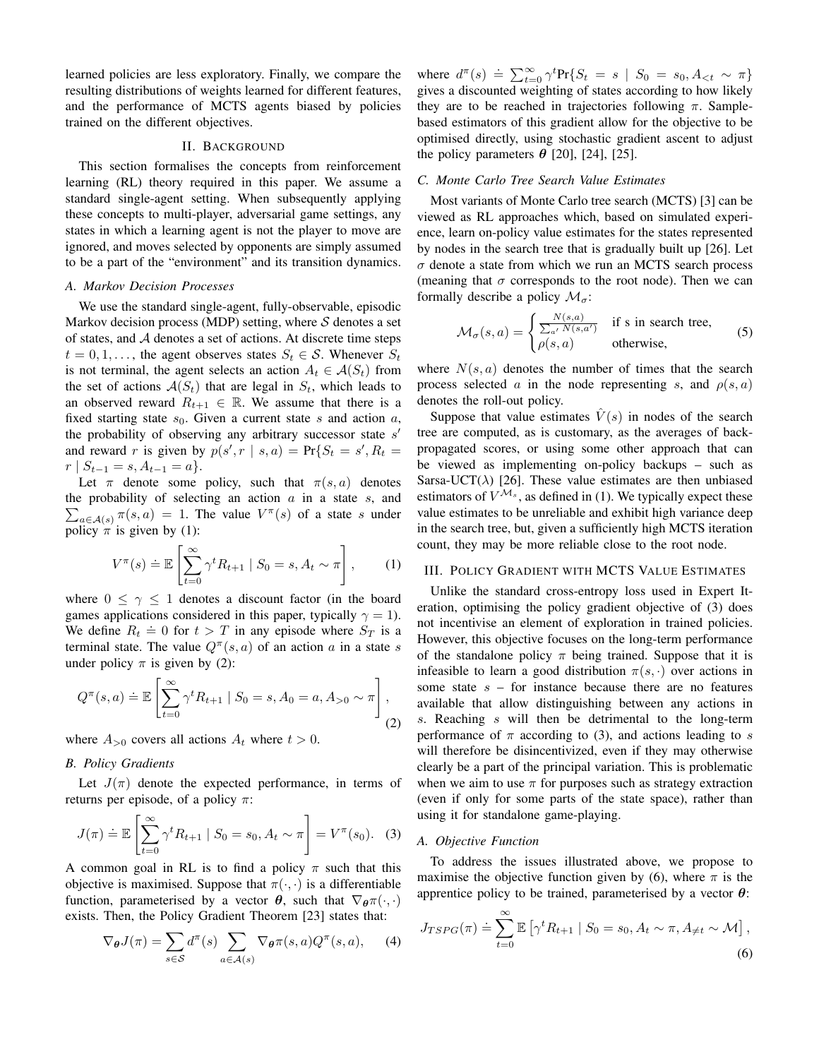learned policies are less exploratory. Finally, we compare the resulting distributions of weights learned for different features, and the performance of MCTS agents biased by policies trained on the different objectives.

## II. Background

This section formalises the concepts from reinforcement learning (RL) theory required in this paper. We assume a standard single-agent setting. When subsequently applying these concepts to multi-player, adversarial game settings, any states in which a learning agent is not the player to move are ignored, and moves selected by opponents are simply assumed to be a part of the "environment" and its transition dynamics.

### A. Markov Decision Processes

We use the standard single-agent, fully-observable, episodic Markov decision process (MDP) setting, where $\mathcal{S}$ denotes a set of states, and $\mathcal{A}$ denotes a set of actions. At discrete time steps $t = 0, 1, \dots$, the agent observes states $S_t \in \mathcal{S}$. Whenever $S_t$ is not terminal, the agent selects an action $A_t \in \mathcal{A}(S_t)$ from the set of actions $\mathcal{A}(S_t)$ that are legal in $S_t$, which leads to an observed reward $R_{t+1} \in \mathbb{R}$. We assume that there is a fixed starting state $s_0$. Given a current state $s$ and action $a$, the probability of observing any arbitrary successor state $s'$ and reward $r$ is given by $p(s', r \mid s, a) = \Pr\{S_t = s', R_t = r \mid S_{t-1} = s, A_{t-1} = a\}$.

Let $\pi$ denote some policy, such that $\pi(s, a)$ denotes the probability of selecting an action $a$ in a state $s$, and $\sum_{a \in \mathcal{A}(s)} \pi(s, a) = 1$. The value $V^\pi(s)$ of a state $s$ under policy $\pi$ is given by (1):

$$V^\pi(s) \doteq \mathbb{E}\left[\sum_{t=0}^{\infty} \gamma^t R_{t+1} \mid S_0 = s, A_t \sim \pi\right], \tag{1}$$

where $0 \leq \gamma \leq 1$ denotes a discount factor (in the board games applications considered in this paper, typically $\gamma = 1$). We define $R_t \doteq 0$ for $t > T$ in any episode where $S_T$ is a terminal state. The value $Q^\pi(s, a)$ of an action $a$ in a state $s$ under policy $\pi$ is given by (2):

$$Q^\pi(s, a) \doteq \mathbb{E}\left[\sum_{t=0}^{\infty} \gamma^t R_{t+1} \mid S_0 = s, A_0 = a, A_{>0} \sim \pi\right], \tag{2}$$

where $A_{>0}$ covers all actions $A_t$ where $t > 0$.

### B. Policy Gradients

Let $J(\pi)$ denote the expected performance, in terms of returns per episode, of a policy $\pi$:

$$J(\pi) \doteq \mathbb{E}\left[\sum_{t=0}^{\infty} \gamma^t R_{t+1} \mid S_0 = s_0, A_t \sim \pi\right] = V^\pi(s_0). \tag{3}$$

A common goal in RL is to find a policy $\pi$ such that this objective is maximised. Suppose that $\pi(\cdot, \cdot)$ is a differentiable function, parameterised by a vector $\boldsymbol{\theta}$, such that $\nabla_{\boldsymbol{\theta}} \pi(\cdot, \cdot)$ exists. Then, the Policy Gradient Theorem [23] states that:

$$\nabla_{\boldsymbol{\theta}} J(\pi) = \sum_{s \in \mathcal{S}} d^\pi(s) \sum_{a \in \mathcal{A}(s)} \nabla_{\boldsymbol{\theta}} \pi(s, a) Q^\pi(s, a), \tag{4}$$

where $d^\pi(s) \doteq \sum_{t=0}^{\infty} \gamma^t \Pr\{S_t = s \mid S_0 = s_0, A_{<t} \sim \pi\}$ gives a discounted weighting of states according to how likely they are to be reached in trajectories following $\pi$. Sample-based estimators of this gradient allow for the objective to be optimised directly, using stochastic gradient ascent to adjust the policy parameters $\boldsymbol{\theta}$ [20], [24], [25].

### C. Monte Carlo Tree Search Value Estimates

Most variants of Monte Carlo tree search (MCTS) [3] can be viewed as RL approaches which, based on simulated experience, learn on-policy value estimates for the states represented by nodes in the search tree that is gradually built up [26]. Let $\sigma$ denote a state from which we run an MCTS search process (meaning that $\sigma$ corresponds to the root node). Then we can formally describe a policy $\mathcal{M}_\sigma$:

$$\mathcal{M}_\sigma(s, a) = \begin{cases} \frac{N(s,a)}{\sum_{a'} N(s,a')} & \text{if s in search tree,} \\ \rho(s, a) & \text{otherwise,} \end{cases} \tag{5}$$

where $N(s, a)$ denotes the number of times that the search process selected $a$ in the node representing $s$, and $\rho(s, a)$ denotes the roll-out policy.

Suppose that value estimates $\hat{V}(s)$ in nodes of the search tree are computed, as is customary, as the averages of back-propagated scores, or using some other approach that can be viewed as implementing on-policy backups – such as Sarsa-UCT($\lambda$) [26]. These value estimates are then unbiased estimators of $V^{\mathcal{M}_s}$, as defined in (1). We typically expect these value estimates to be unreliable and exhibit high variance deep in the search tree, but, given a sufficiently high MCTS iteration count, they may be more reliable close to the root node.

## III. Policy Gradient with MCTS Value Estimates

Unlike the standard cross-entropy loss used in Expert Iteration, optimising the policy gradient objective of (3) does not incentivise an element of exploration in trained policies. However, this objective focuses on the long-term performance of the standalone policy $\pi$ being trained. Suppose that it is infeasible to learn a good distribution $\pi(s, \cdot)$ over actions in some state $s$ – for instance because there are no features available that allow distinguishing between any actions in $s$. Reaching $s$ will then be detrimental to the long-term performance of $\pi$ according to (3), and actions leading to $s$ will therefore be disincentivized, even if they may otherwise clearly be a part of the principal variation. This is problematic when we aim to use $\pi$ for purposes such as strategy extraction (even if only for some parts of the state space), rather than using it for standalone game-playing.

### A. Objective Function

To address the issues illustrated above, we propose to maximise the objective function given by (6), where $\pi$ is the apprentice policy to be trained, parameterised by a vector $\boldsymbol{\theta}$:

$$J_{TSPG}(\pi) \doteq \sum_{t=0}^{\infty} \mathbb{E}\left[\gamma^t R_{t+1} \mid S_0 = s_0, A_t \sim \pi, A_{\neq t} \sim \mathcal{M}\right], \tag{6}$$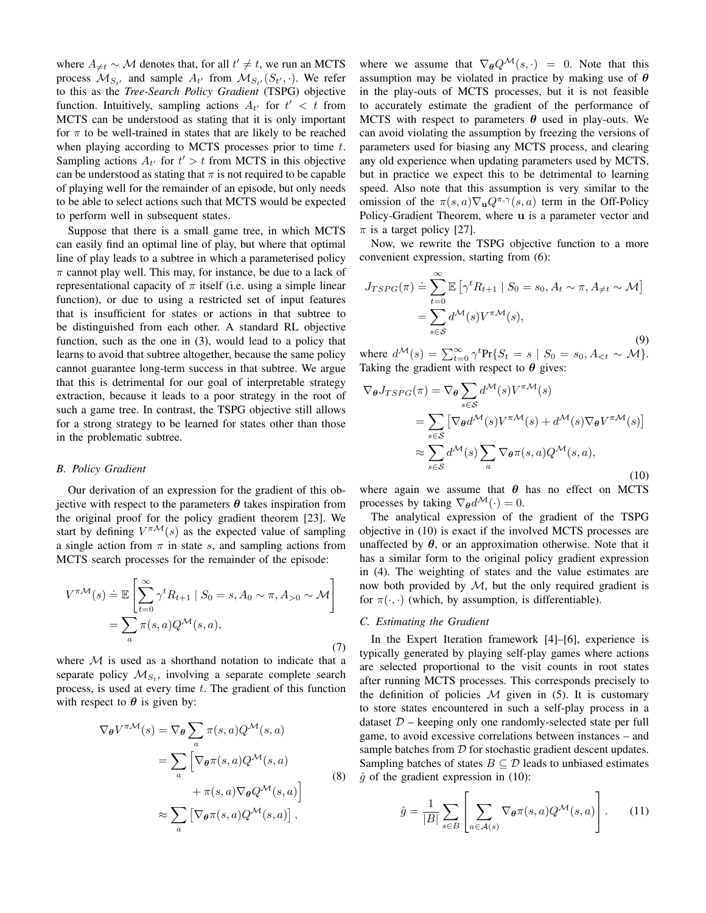where $A_{\neq t} \sim \mathcal{M}$ denotes that, for all $t' \neq t$, we run an MCTS process $\mathcal{M}_{S_{t'}}$ and sample $A_{t'}$ from $\mathcal{M}_{S_{t'}}(S_{t'}, \cdot)$. We refer to this as the *Tree-Search Policy Gradient* (TSPG) objective function. Intuitively, sampling actions $A_{t'}$ for $t' < t$ from MCTS can be understood as stating that it is only important for $\pi$ to be well-trained in states that are likely to be reached when playing according to MCTS processes prior to time $t$. Sampling actions $A_{t'}$ for $t' > t$ from MCTS in this objective can be understood as stating that $\pi$ is not required to be capable of playing well for the remainder of an episode, but only needs to be able to select actions such that MCTS would be expected to perform well in subsequent states.

Suppose that there is a small game tree, in which MCTS can easily find an optimal line of play, but where that optimal line of play leads to a subtree in which a parameterised policy $\pi$ cannot play well. This may, for instance, be due to a lack of representational capacity of $\pi$ itself (i.e. using a simple linear function), or due to using a restricted set of input features that is insufficient for states or actions in that subtree to be distinguished from each other. A standard RL objective function, such as the one in (3), would lead to a policy that learns to avoid that subtree altogether, because the same policy cannot guarantee long-term success in that subtree. We argue that this is detrimental for our goal of interpretable strategy extraction, because it leads to a poor strategy in the root of such a game tree. In contrast, the TSPG objective still allows for a strong strategy to be learned for states other than those in the problematic subtree.

### B. Policy Gradient

Our derivation of an expression for the gradient of this objective with respect to the parameters $\boldsymbol{\theta}$ takes inspiration from the original proof for the policy gradient theorem [23]. We start by defining $V^{\pi\mathcal{M}}(s)$ as the expected value of sampling a single action from $\pi$ in state $s$, and sampling actions from MCTS search processes for the remainder of the episode:

$$
\begin{aligned}
V^{\pi\mathcal{M}}(s) &\doteq \mathbb{E}\left[\sum_{t=0}^{\infty} \gamma^t R_{t+1} \mid S_0 = s, A_0 \sim \pi, A_{>0} \sim \mathcal{M}\right] \\
&= \sum_{a} \pi(s,a) Q^{\mathcal{M}}(s,a),
\end{aligned}
\tag{7}
$$

where $\mathcal{M}$ is used as a shorthand notation to indicate that a separate policy $\mathcal{M}_{S_t}$, involving a separate complete search process, is used at every time $t$. The gradient of this function with respect to $\boldsymbol{\theta}$ is given by:

$$
\begin{aligned}
\nabla_{\boldsymbol{\theta}} V^{\pi\mathcal{M}}(s) &= \nabla_{\boldsymbol{\theta}} \sum_{a} \pi(s,a) Q^{\mathcal{M}}(s,a) \\
&= \sum_{a} \Big[ \nabla_{\boldsymbol{\theta}} \pi(s,a) Q^{\mathcal{M}}(s,a) \\
&\qquad + \pi(s,a) \nabla_{\boldsymbol{\theta}} Q^{\mathcal{M}}(s,a) \Big] \\
&\approx \sum_{a} \left[ \nabla_{\boldsymbol{\theta}} \pi(s,a) Q^{\mathcal{M}}(s,a) \right],
\end{aligned}
\tag{8}
$$

where we assume that $\nabla_{\boldsymbol{\theta}} Q^{\mathcal{M}}(s, \cdot) = 0$. Note that this assumption may be violated in practice by making use of $\boldsymbol{\theta}$ in the play-outs of MCTS processes, but it is not feasible to accurately estimate the gradient of the performance of MCTS with respect to parameters $\boldsymbol{\theta}$ used in play-outs. We can avoid violating the assumption by freezing the versions of parameters used for biasing any MCTS process, and clearing any old experience when updating parameters used by MCTS, but in practice we expect this to be detrimental to learning speed. Also note that this assumption is very similar to the omission of the $\pi(s,a)\nabla_{\mathbf{u}} Q^{\pi,\gamma}(s,a)$ term in the Off-Policy Policy-Gradient Theorem, where $\mathbf{u}$ is a parameter vector and $\pi$ is a target policy [27].

Now, we rewrite the TSPG objective function to a more convenient expression, starting from (6):

$$
\begin{aligned}
J_{TSPG}(\pi) &\doteq \sum_{t=0}^{\infty} \mathbb{E}\left[\gamma^t R_{t+1} \mid S_0 = s_0, A_t \sim \pi, A_{\neq t} \sim \mathcal{M}\right] \\
&= \sum_{s \in \mathcal{S}} d^{\mathcal{M}}(s) V^{\pi\mathcal{M}}(s),
\end{aligned}
\tag{9}
$$

where $d^{\mathcal{M}}(s) = \sum_{t=0}^{\infty} \gamma^t \Pr\{S_t = s \mid S_0 = s_0, A_{<t} \sim \mathcal{M}\}$. Taking the gradient with respect to $\boldsymbol{\theta}$ gives:

$$
\begin{aligned}
\nabla_{\boldsymbol{\theta}} J_{TSPG}(\pi) &= \nabla_{\boldsymbol{\theta}} \sum_{s \in \mathcal{S}} d^{\mathcal{M}}(s) V^{\pi\mathcal{M}}(s) \\
&= \sum_{s \in \mathcal{S}} \left[ \nabla_{\boldsymbol{\theta}} d^{\mathcal{M}}(s) V^{\pi\mathcal{M}}(s) + d^{\mathcal{M}}(s) \nabla_{\boldsymbol{\theta}} V^{\pi\mathcal{M}}(s) \right] \\
&\approx \sum_{s \in \mathcal{S}} d^{\mathcal{M}}(s) \sum_{a} \nabla_{\boldsymbol{\theta}} \pi(s,a) Q^{\mathcal{M}}(s,a),
\end{aligned}
\tag{10}
$$

where again we assume that $\boldsymbol{\theta}$ has no effect on MCTS processes by taking $\nabla_{\boldsymbol{\theta}} d^{\mathcal{M}}(\cdot) = 0$.

The analytical expression of the gradient of the TSPG objective in (10) is exact if the involved MCTS processes are unaffected by $\boldsymbol{\theta}$, or an approximation otherwise. Note that it has a similar form to the original policy gradient expression in (4). The weighting of states and the value estimates are now both provided by $\mathcal{M}$, but the only required gradient is for $\pi(\cdot,\cdot)$ (which, by assumption, is differentiable).

### C. Estimating the Gradient

In the Expert Iteration framework [4]–[6], experience is typically generated by playing self-play games where actions are selected proportional to the visit counts in root states after running MCTS processes. This corresponds precisely to the definition of policies $\mathcal{M}$ given in (5). It is customary to store states encountered in such a self-play process in a dataset $\mathcal{D}$ – keeping only one randomly-selected state per full game, to avoid excessive correlations between instances – and sample batches from $\mathcal{D}$ for stochastic gradient descent updates. Sampling batches of states $B \subseteq \mathcal{D}$ leads to unbiased estimates $\hat{g}$ of the gradient expression in (10):

$$
\hat{g} = \frac{1}{|B|} \sum_{s \in B} \left[ \sum_{a \in \mathcal{A}(s)} \nabla_{\boldsymbol{\theta}} \pi(s,a) Q^{\mathcal{M}}(s,a) \right].
\tag{11}
$$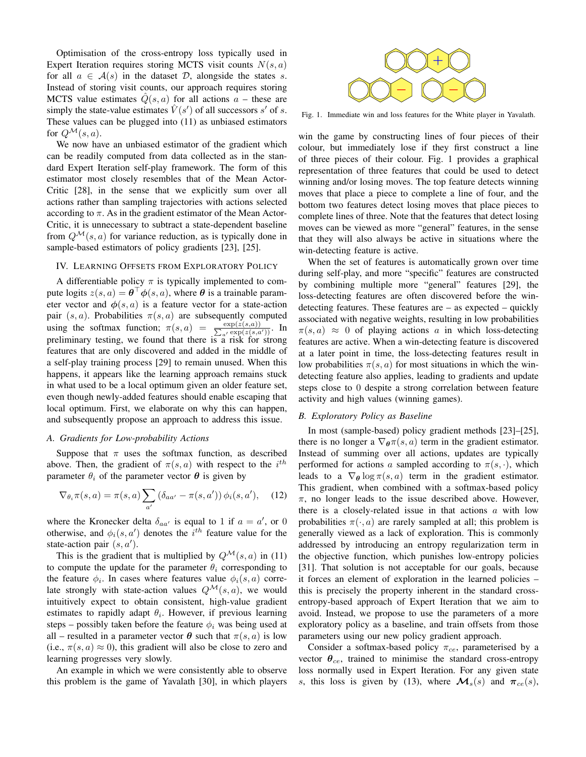Optimisation of the cross-entropy loss typically used in Expert Iteration requires storing MCTS visit counts $N(s, a)$ for all $a \in \mathcal{A}(s)$ in the dataset $\mathcal{D}$, alongside the states $s$. Instead of storing visit counts, our approach requires storing MCTS value estimates $\hat{Q}(s, a)$ for all actions $a$ – these are simply the state-value estimates $\hat{V}(s')$ of all successors $s'$ of $s$. These values can be plugged into (11) as unbiased estimators for $Q^{\mathcal{M}}(s, a)$.

We now have an unbiased estimator of the gradient which can be readily computed from data collected as in the standard Expert Iteration self-play framework. The form of this estimator most closely resembles that of the Mean Actor-Critic [28], in the sense that we explicitly sum over all actions rather than sampling trajectories with actions selected according to $\pi$. As in the gradient estimator of the Mean Actor-Critic, it is unnecessary to subtract a state-dependent baseline from $Q^{\mathcal{M}}(s, a)$ for variance reduction, as is typically done in sample-based estimators of policy gradients [23], [25].

## IV. Learning Offsets from Exploratory Policy

A differentiable policy $\pi$ is typically implemented to compute logits $z(s, a) = \boldsymbol{\theta}^\top \boldsymbol{\phi}(s, a)$, where $\boldsymbol{\theta}$ is a trainable parameter vector and $\boldsymbol{\phi}(s, a)$ is a feature vector for a state-action pair $(s, a)$. Probabilities $\pi(s, a)$ are subsequently computed using the softmax function; $\pi(s, a) = \frac{\exp(z(s,a))}{\sum_{a'} \exp(z(s,a'))}$. In preliminary testing, we found that there is a risk for strong features that are only discovered and added in the middle of a self-play training process [29] to remain unused. When this happens, it appears like the learning approach remains stuck in what used to be a local optimum given an older feature set, even though newly-added features should enable escaping that local optimum. First, we elaborate on why this can happen, and subsequently propose an approach to address this issue.

### A. Gradients for Low-probability Actions

Suppose that $\pi$ uses the softmax function, as described above. Then, the gradient of $\pi(s, a)$ with respect to the $i^{th}$ parameter $\theta_i$ of the parameter vector $\boldsymbol{\theta}$ is given by

$$\nabla_{\theta_i} \pi(s, a) = \pi(s, a) \sum_{a'} \left( \delta_{aa'} - \pi(s, a') \right) \phi_i(s, a'), \quad (12)$$

where the Kronecker delta $\delta_{aa'}$ is equal to 1 if $a = a'$, or 0 otherwise, and $\phi_i(s, a')$ denotes the $i^{th}$ feature value for the state-action pair $(s, a')$.

This is the gradient that is multiplied by $Q^{\mathcal{M}}(s, a)$ in (11) to compute the update for the parameter $\theta_i$ corresponding to the feature $\phi_i$. In cases where features value $\phi_i(s, a)$ correlate strongly with state-action values $Q^{\mathcal{M}}(s, a)$, we would intuitively expect to obtain consistent, high-value gradient estimates to rapidly adapt $\theta_i$. However, if previous learning steps – possibly taken before the feature $\phi_i$ was being used at all – resulted in a parameter vector $\boldsymbol{\theta}$ such that $\pi(s, a)$ is low (i.e., $\pi(s, a) \approx 0$), this gradient will also be close to zero and learning progresses very slowly.

An example in which we were consistently able to observe this problem is the game of Yavalath [30], in which players win the game by constructing lines of four pieces of their colour, but immediately lose if they first construct a line of three pieces of their colour. Fig. 1 provides a graphical representation of three features that could be used to detect winning and/or losing moves. The top feature detects winning moves that place a piece to complete a line of four, and the bottom two features detect losing moves that place pieces to complete lines of three. Note that the features that detect losing moves can be viewed as more "general" features, in the sense that they will also always be active in situations where the win-detecting feature is active.

Fig. 1. Immediate win and loss features for the White player in Yavalath.

When the set of features is automatically grown over time during self-play, and more "specific" features are constructed by combining multiple more "general" features [29], the loss-detecting features are often discovered before the win-detecting features. These features are – as expected – quickly associated with negative weights, resulting in low probabilities $\pi(s, a) \approx 0$ of playing actions $a$ in which loss-detecting features are active. When a win-detecting feature is discovered at a later point in time, the loss-detecting features result in low probabilities $\pi(s, a)$ for most situations in which the win-detecting feature also applies, leading to gradients and update steps close to 0 despite a strong correlation between feature activity and high values (winning games).

### B. Exploratory Policy as Baseline

In most (sample-based) policy gradient methods [23]–[25], there is no longer a $\nabla_{\boldsymbol{\theta}} \pi(s, a)$ term in the gradient estimator. Instead of summing over all actions, updates are typically performed for actions $a$ sampled according to $\pi(s, \cdot)$, which leads to a $\nabla_{\boldsymbol{\theta}} \log \pi(s, a)$ term in the gradient estimator. This gradient, when combined with a softmax-based policy $\pi$, no longer leads to the issue described above. However, there is a closely-related issue in that actions $a$ with low probabilities $\pi(\cdot, a)$ are rarely sampled at all; this problem is generally viewed as a lack of exploration. This is commonly addressed by introducing an entropy regularization term in the objective function, which punishes low-entropy policies [31]. That solution is not acceptable for our goals, because it forces an element of exploration in the learned policies – this is precisely the property inherent in the standard cross-entropy-based approach of Expert Iteration that we aim to avoid. Instead, we propose to use the parameters of a more exploratory policy as a baseline, and train offsets from those parameters using our new policy gradient approach.

Consider a softmax-based policy $\pi_{ce}$, parameterised by a vector $\boldsymbol{\theta}_{ce}$, trained to minimise the standard cross-entropy loss normally used in Expert Iteration. For any given state $s$, this loss is given by (13), where $\boldsymbol{\mathcal{M}}_s(s)$ and $\boldsymbol{\pi}_{ce}(s)$,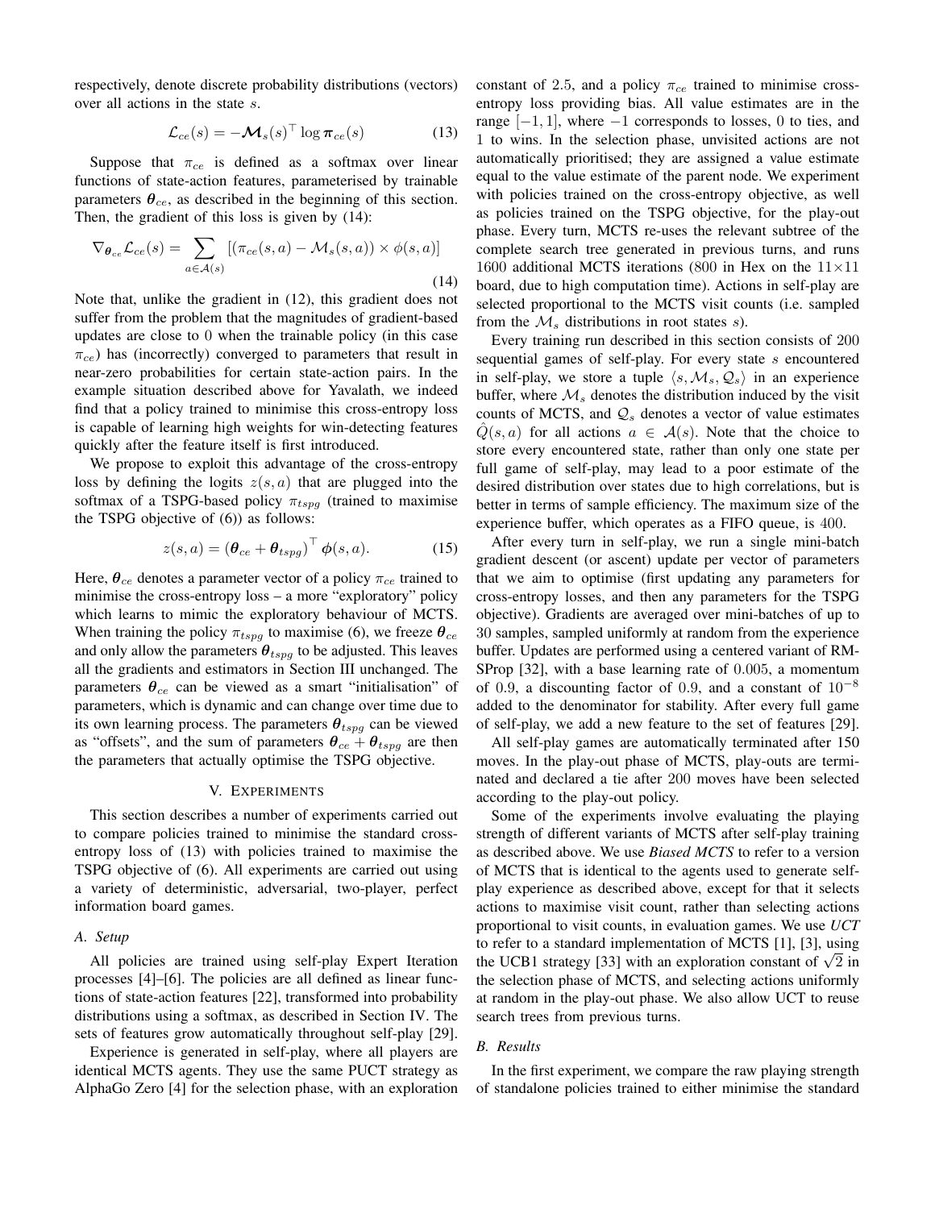respectively, denote discrete probability distributions (vectors) over all actions in the state $s$.

$$\mathcal{L}_{ce}(s) = -\boldsymbol{\mathcal{M}}_s(s)^\top \log \boldsymbol{\pi}_{ce}(s) \tag{13}$$

Suppose that $\pi_{ce}$ is defined as a softmax over linear functions of state-action features, parameterised by trainable parameters $\boldsymbol{\theta}_{ce}$, as described in the beginning of this section. Then, the gradient of this loss is given by (14):

$$\nabla_{\boldsymbol{\theta}_{ce}} \mathcal{L}_{ce}(s) = \sum_{a \in \mathcal{A}(s)} \left[ (\pi_{ce}(s,a) - \mathcal{M}_s(s,a)) \times \phi(s,a) \right] \tag{14}$$

Note that, unlike the gradient in (12), this gradient does not suffer from the problem that the magnitudes of gradient-based updates are close to 0 when the trainable policy (in this case $\pi_{ce}$) has (incorrectly) converged to parameters that result in near-zero probabilities for certain state-action pairs. In the example situation described above for Yavalath, we indeed find that a policy trained to minimise this cross-entropy loss is capable of learning high weights for win-detecting features quickly after the feature itself is first introduced.

We propose to exploit this advantage of the cross-entropy loss by defining the logits $z(s,a)$ that are plugged into the softmax of a TSPG-based policy $\pi_{tspg}$ (trained to maximise the TSPG objective of (6)) as follows:

$$z(s,a) = (\boldsymbol{\theta}_{ce} + \boldsymbol{\theta}_{tspg})^\top \boldsymbol{\phi}(s,a). \tag{15}$$

Here, $\boldsymbol{\theta}_{ce}$ denotes a parameter vector of a policy $\pi_{ce}$ trained to minimise the cross-entropy loss – a more "exploratory" policy which learns to mimic the exploratory behaviour of MCTS. When training the policy $\pi_{tspg}$ to maximise (6), we freeze $\boldsymbol{\theta}_{ce}$ and only allow the parameters $\boldsymbol{\theta}_{tspg}$ to be adjusted. This leaves all the gradients and estimators in Section III unchanged. The parameters $\boldsymbol{\theta}_{ce}$ can be viewed as a smart "initialisation" of parameters, which is dynamic and can change over time due to its own learning process. The parameters $\boldsymbol{\theta}_{tspg}$ can be viewed as "offsets", and the sum of parameters $\boldsymbol{\theta}_{ce} + \boldsymbol{\theta}_{tspg}$ are then the parameters that actually optimise the TSPG objective.

## V. Experiments

This section describes a number of experiments carried out to compare policies trained to minimise the standard cross-entropy loss of (13) with policies trained to maximise the TSPG objective of (6). All experiments are carried out using a variety of deterministic, adversarial, two-player, perfect information board games.

### A. Setup

All policies are trained using self-play Expert Iteration processes [4]–[6]. The policies are all defined as linear functions of state-action features [22], transformed into probability distributions using a softmax, as described in Section IV. The sets of features grow automatically throughout self-play [29].

Experience is generated in self-play, where all players are identical MCTS agents. They use the same PUCT strategy as AlphaGo Zero [4] for the selection phase, with an exploration constant of 2.5, and a policy $\pi_{ce}$ trained to minimise cross-entropy loss providing bias. All value estimates are in the range $[-1, 1]$, where $-1$ corresponds to losses, 0 to ties, and 1 to wins. In the selection phase, unvisited actions are not automatically prioritised; they are assigned a value estimate equal to the value estimate of the parent node. We experiment with policies trained on the cross-entropy objective, as well as policies trained on the TSPG objective, for the play-out phase. Every turn, MCTS re-uses the relevant subtree of the complete search tree generated in previous turns, and runs 1600 additional MCTS iterations (800 in Hex on the $11 \times 11$ board, due to high computation time). Actions in self-play are selected proportional to the MCTS visit counts (i.e. sampled from the $\mathcal{M}_s$ distributions in root states $s$).

Every training run described in this section consists of 200 sequential games of self-play. For every state $s$ encountered in self-play, we store a tuple $\langle s, \mathcal{M}_s, \mathcal{Q}_s \rangle$ in an experience buffer, where $\mathcal{M}_s$ denotes the distribution induced by the visit counts of MCTS, and $\mathcal{Q}_s$ denotes a vector of value estimates $\hat{Q}(s,a)$ for all actions $a \in \mathcal{A}(s)$. Note that the choice to store every encountered state, rather than only one state per full game of self-play, may lead to a poor estimate of the desired distribution over states due to high correlations, but is better in terms of sample efficiency. The maximum size of the experience buffer, which operates as a FIFO queue, is 400.

After every turn in self-play, we run a single mini-batch gradient descent (or ascent) update per vector of parameters that we aim to optimise (first updating any parameters for cross-entropy losses, and then any parameters for the TSPG objective). Gradients are averaged over mini-batches of up to 30 samples, sampled uniformly at random from the experience buffer. Updates are performed using a centered variant of RMSProp [32], with a base learning rate of 0.005, a momentum of 0.9, a discounting factor of 0.9, and a constant of $10^{-8}$ added to the denominator for stability. After every full game of self-play, we add a new feature to the set of features [29].

All self-play games are automatically terminated after 150 moves. In the play-out phase of MCTS, play-outs are terminated and declared a tie after 200 moves have been selected according to the play-out policy.

Some of the experiments involve evaluating the playing strength of different variants of MCTS after self-play training as described above. We use *Biased MCTS* to refer to a version of MCTS that is identical to the agents used to generate self-play experience as described above, except for that it selects actions to maximise visit count, rather than selecting actions proportional to visit counts, in evaluation games. We use *UCT* to refer to a standard implementation of MCTS [1], [3], using the UCB1 strategy [33] with an exploration constant of $\sqrt{2}$ in the selection phase of MCTS, and selecting actions uniformly at random in the play-out phase. We also allow UCT to reuse search trees from previous turns.

### B. Results

In the first experiment, we compare the raw playing strength of standalone policies trained to either minimise the standard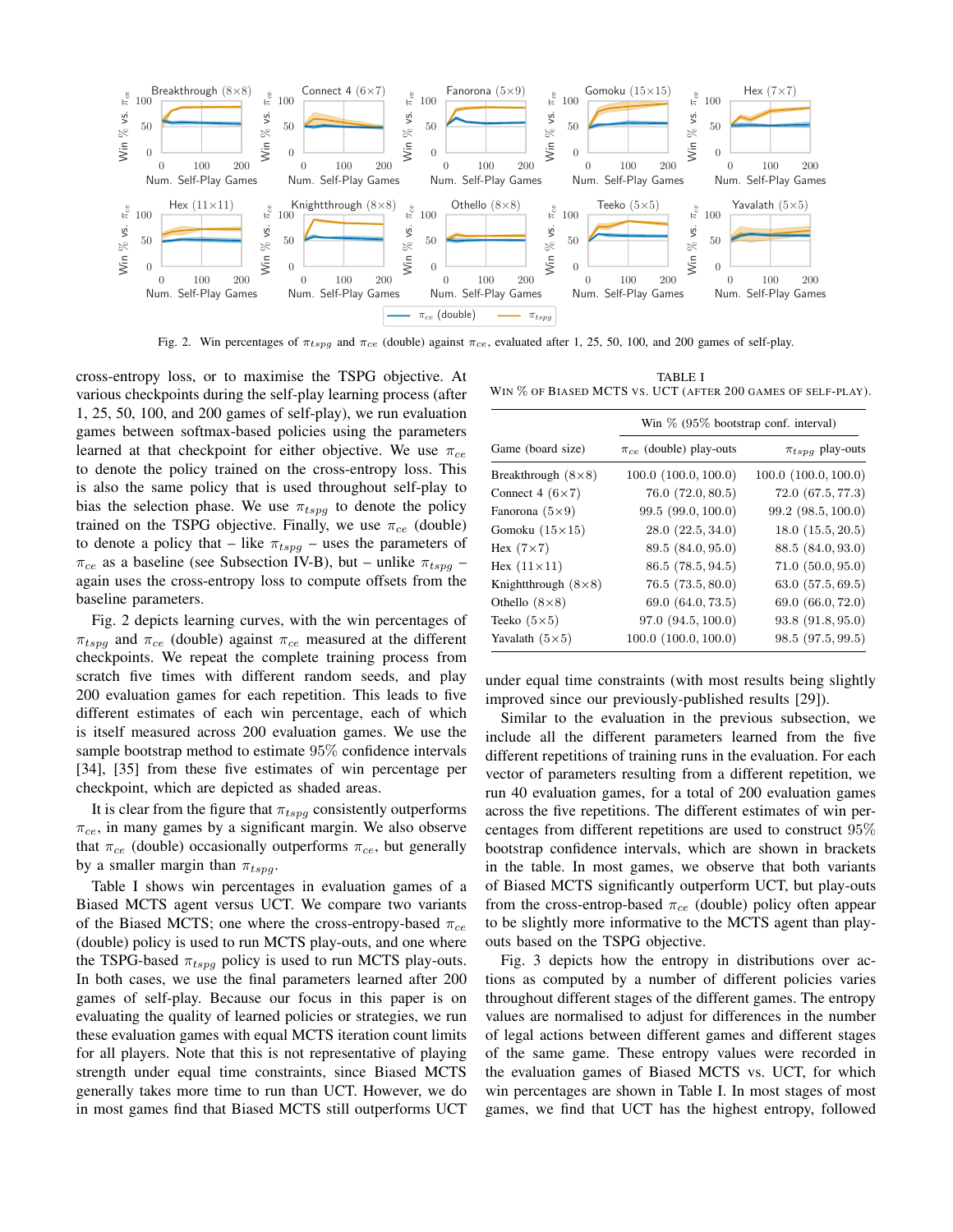Fig. 2. Win percentages of $\pi_{tspg}$ and $\pi_{ce}$ (double) against $\pi_{ce}$, evaluated after 1, 25, 50, 100, and 200 games of self-play.

cross-entropy loss, or to maximise the TSPG objective. At various checkpoints during the self-play learning process (after 1, 25, 50, 100, and 200 games of self-play), we run evaluation games between softmax-based policies using the parameters learned at that checkpoint for either objective. We use $\pi_{ce}$ to denote the policy trained on the cross-entropy loss. This is also the same policy that is used throughout self-play to bias the selection phase. We use $\pi_{tspg}$ to denote the policy trained on the TSPG objective. Finally, we use $\pi_{ce}$ (double) to denote a policy that – like $\pi_{tspg}$ – uses the parameters of $\pi_{ce}$ as a baseline (see Subsection IV-B), but – unlike $\pi_{tspg}$ – again uses the cross-entropy loss to compute offsets from the baseline parameters.

Fig. 2 depicts learning curves, with the win percentages of $\pi_{tspg}$ and $\pi_{ce}$ (double) against $\pi_{ce}$ measured at the different checkpoints. We repeat the complete training process from scratch five times with different random seeds, and play 200 evaluation games for each repetition. This leads to five different estimates of each win percentage, each of which is itself measured across 200 evaluation games. We use the sample bootstrap method to estimate 95% confidence intervals [34], [35] from these five estimates of win percentage per checkpoint, which are depicted as shaded areas.

It is clear from the figure that $\pi_{tspg}$ consistently outperforms $\pi_{ce}$, in many games by a significant margin. We also observe that $\pi_{ce}$ (double) occasionally outperforms $\pi_{ce}$, but generally by a smaller margin than $\pi_{tspg}$.

Table I shows win percentages in evaluation games of a Biased MCTS agent versus UCT. We compare two variants of the Biased MCTS; one where the cross-entropy-based $\pi_{ce}$ (double) policy is used to run MCTS play-outs, and one where the TSPG-based $\pi_{tspg}$ policy is used to run MCTS play-outs. In both cases, we use the final parameters learned after 200 games of self-play. Because our focus in this paper is on evaluating the quality of learned policies or strategies, we run these evaluation games with equal MCTS iteration count limits for all players. Note that this is not representative of playing strength under equal time constraints, since Biased MCTS generally takes more time to run than UCT. However, we do in most games find that Biased MCTS still outperforms UCT under equal time constraints (with most results being slightly improved since our previously-published results [29]).

TABLE I
WIN % OF BIASED MCTS VS. UCT (AFTER 200 GAMES OF SELF-PLAY).

| Game (board size) | Win % (95% bootstrap conf. interval) | |
|---|---|---|
| | $\pi_{ce}$ (double) play-outs | $\pi_{tspg}$ play-outs |
| Breakthrough (8×8) | 100.0 (100.0, 100.0) | 100.0 (100.0, 100.0) |
| Connect 4 (6×7) | 76.0 (72.0, 80.5) | 72.0 (67.5, 77.3) |
| Fanorona (5×9) | 99.5 (99.0, 100.0) | 99.2 (98.5, 100.0) |
| Gomoku (15×15) | 28.0 (22.5, 34.0) | 18.0 (15.5, 20.5) |
| Hex (7×7) | 89.5 (84.0, 95.0) | 88.5 (84.0, 93.0) |
| Hex (11×11) | 86.5 (78.5, 94.5) | 71.0 (50.0, 95.0) |
| Knightthrough (8×8) | 76.5 (73.5, 80.0) | 63.0 (57.5, 69.5) |
| Othello (8×8) | 69.0 (64.0, 73.5) | 69.0 (66.0, 72.0) |
| Teeko (5×5) | 97.0 (94.5, 100.0) | 93.8 (91.8, 95.0) |
| Yavalath (5×5) | 100.0 (100.0, 100.0) | 98.5 (97.5, 99.5) |

Similar to the evaluation in the previous subsection, we include all the different parameters learned from the five different repetitions of training runs in the evaluation. For each vector of parameters resulting from a different repetition, we run 40 evaluation games, for a total of 200 evaluation games across the five repetitions. The different estimates of win percentages from different repetitions are used to construct 95% bootstrap confidence intervals, which are shown in brackets in the table. In most games, we observe that both variants of Biased MCTS significantly outperform UCT, but play-outs from the cross-entrop-based $\pi_{ce}$ (double) policy often appear to be slightly more informative to the MCTS agent than play-outs based on the TSPG objective.

Fig. 3 depicts how the entropy in distributions over actions as computed by a number of different policies varies throughout different stages of the different games. The entropy values are normalised to adjust for differences in the number of legal actions between different games and different stages of the same game. These entropy values were recorded in the evaluation games of Biased MCTS vs. UCT, for which win percentages are shown in Table I. In most stages of most games, we find that UCT has the highest entropy, followed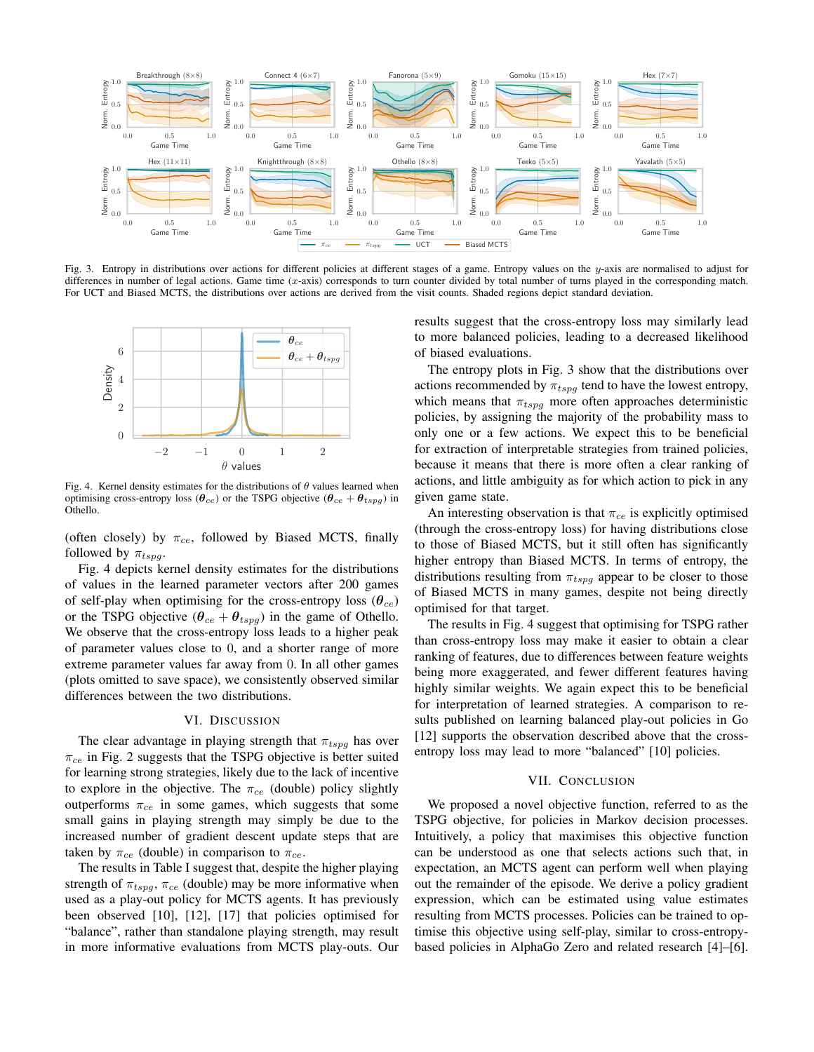Fig. 3. Entropy in distributions over actions for different policies at different stages of a game. Entropy values on the $y$-axis are normalised to adjust for differences in number of legal actions. Game time ($x$-axis) corresponds to turn counter divided by total number of turns played in the corresponding match. For UCT and Biased MCTS, the distributions over actions are derived from the visit counts. Shaded regions depict standard deviation.

Fig. 4. Kernel density estimates for the distributions of $\theta$ values learned when optimising cross-entropy loss ($\boldsymbol{\theta}_{ce}$) or the TSPG objective ($\boldsymbol{\theta}_{ce} + \boldsymbol{\theta}_{tspg}$) in Othello.

(often closely) by $\pi_{ce}$, followed by Biased MCTS, finally followed by $\pi_{tspg}$.

Fig. 4 depicts kernel density estimates for the distributions of values in the learned parameter vectors after 200 games of self-play when optimising for the cross-entropy loss ($\boldsymbol{\theta}_{ce}$) or the TSPG objective ($\boldsymbol{\theta}_{ce} + \boldsymbol{\theta}_{tspg}$) in the game of Othello. We observe that the cross-entropy loss leads to a higher peak of parameter values close to 0, and a shorter range of more extreme parameter values far away from 0. In all other games (plots omitted to save space), we consistently observed similar differences between the two distributions.

## VI. Discussion

The clear advantage in playing strength that $\pi_{tspg}$ has over $\pi_{ce}$ in Fig. 2 suggests that the TSPG objective is better suited for learning strong strategies, likely due to the lack of incentive to explore in the objective. The $\pi_{ce}$ (double) policy slightly outperforms $\pi_{ce}$ in some games, which suggests that some small gains in playing strength may simply be due to the increased number of gradient descent update steps that are taken by $\pi_{ce}$ (double) in comparison to $\pi_{ce}$.

The results in Table I suggest that, despite the higher playing strength of $\pi_{tspg}$, $\pi_{ce}$ (double) may be more informative when used as a play-out policy for MCTS agents. It has previously been observed [10], [12], [17] that policies optimised for "balance", rather than standalone playing strength, may result in more informative evaluations from MCTS play-outs. Our results suggest that the cross-entropy loss may similarly lead to more balanced policies, leading to a decreased likelihood of biased evaluations.

The entropy plots in Fig. 3 show that the distributions over actions recommended by $\pi_{tspg}$ tend to have the lowest entropy, which means that $\pi_{tspg}$ more often approaches deterministic policies, by assigning the majority of the probability mass to only one or a few actions. We expect this to be beneficial for extraction of interpretable strategies from trained policies, because it means that there is more often a clear ranking of actions, and little ambiguity as for which action to pick in any given game state.

An interesting observation is that $\pi_{ce}$ is explicitly optimised (through the cross-entropy loss) for having distributions close to those of Biased MCTS, but it still often has significantly higher entropy than Biased MCTS. In terms of entropy, the distributions resulting from $\pi_{tspg}$ appear to be closer to those of Biased MCTS in many games, despite not being directly optimised for that target.

The results in Fig. 4 suggest that optimising for TSPG rather than cross-entropy loss may make it easier to obtain a clear ranking of features, due to differences between feature weights being more exaggerated, and fewer different features having highly similar weights. We again expect this to be beneficial for interpretation of learned strategies. A comparison to results published on learning balanced play-out policies in Go [12] supports the observation described above that the cross-entropy loss may lead to more "balanced" [10] policies.

## VII. Conclusion

We proposed a novel objective function, referred to as the TSPG objective, for policies in Markov decision processes. Intuitively, a policy that maximises this objective function can be understood as one that selects actions such that, in expectation, an MCTS agent can perform well when playing out the remainder of the episode. We derive a policy gradient expression, which can be estimated using value estimates resulting from MCTS processes. Policies can be trained to optimise this objective using self-play, similar to cross-entropy-based policies in AlphaGo Zero and related research [4]–[6].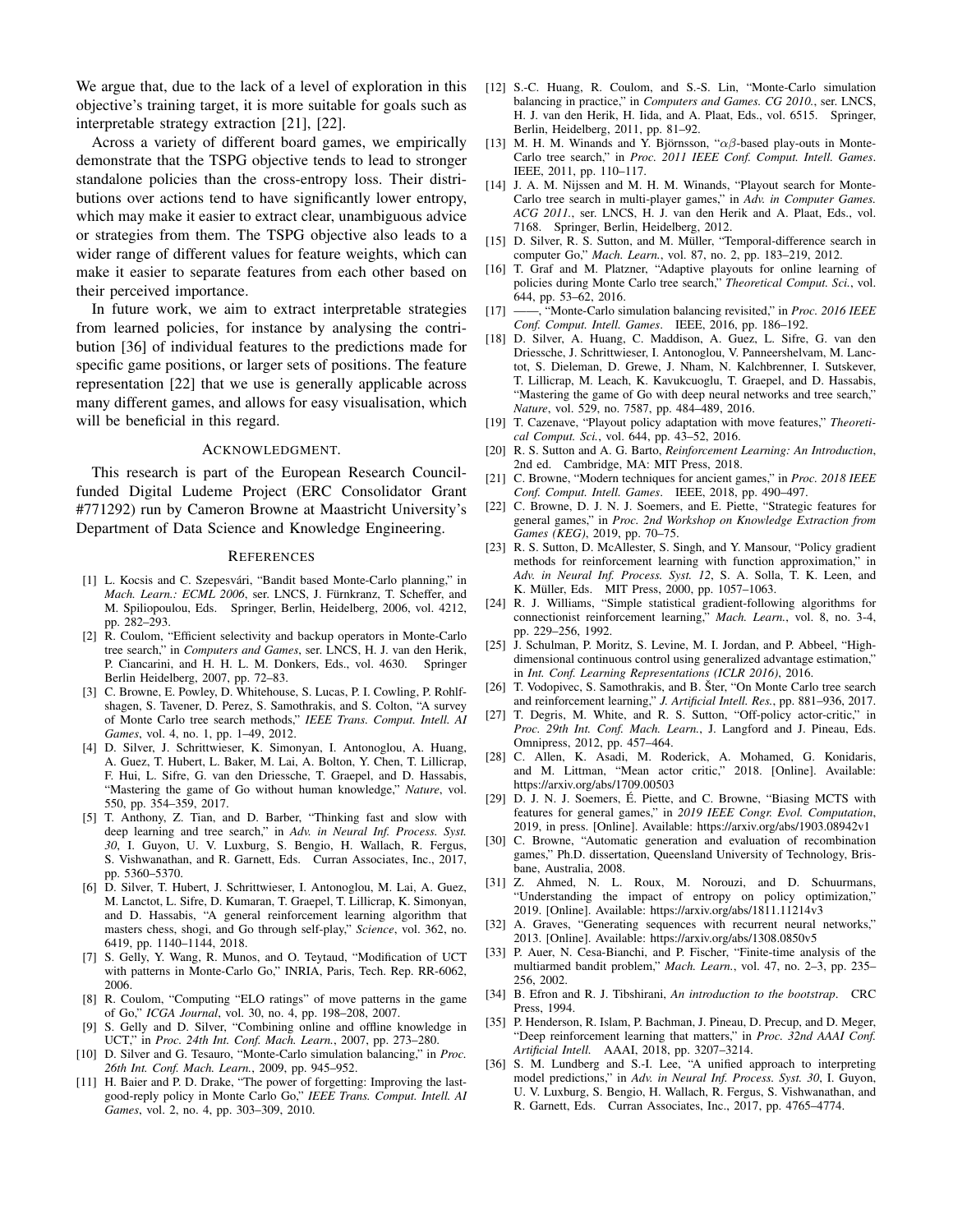We argue that, due to the lack of a level of exploration in this objective's training target, it is more suitable for goals such as interpretable strategy extraction [21], [22].

Across a variety of different board games, we empirically demonstrate that the TSPG objective tends to lead to stronger standalone policies than the cross-entropy loss. Their distributions over actions tend to have significantly lower entropy, which may make it easier to extract clear, unambiguous advice or strategies from them. The TSPG objective also leads to a wider range of different values for feature weights, which can make it easier to separate features from each other based on their perceived importance.

In future work, we aim to extract interpretable strategies from learned policies, for instance by analysing the contribution [36] of individual features to the predictions made for specific game positions, or larger sets of positions. The feature representation [22] that we use is generally applicable across many different games, and allows for easy visualisation, which will be beneficial in this regard.

## Acknowledgment.

This research is part of the European Research Council-funded Digital Ludeme Project (ERC Consolidator Grant #771292) run by Cameron Browne at Maastricht University's Department of Data Science and Knowledge Engineering.

## References

[1] L. Kocsis and C. Szepesvári, "Bandit based Monte-Carlo planning," in *Mach. Learn.: ECML 2006*, ser. LNCS, J. Fürnkranz, T. Scheffer, and M. Spiliopoulou, Eds. Springer, Berlin, Heidelberg, 2006, vol. 4212, pp. 282–293.

[2] R. Coulom, "Efficient selectivity and backup operators in Monte-Carlo tree search," in *Computers and Games*, ser. LNCS, H. J. van den Herik, P. Ciancarini, and H. H. L. M. Donkers, Eds., vol. 4630. Springer Berlin Heidelberg, 2007, pp. 72–83.

[3] C. Browne, E. Powley, D. Whitehouse, S. Lucas, P. I. Cowling, P. Rohlfshagen, S. Tavener, D. Perez, S. Samothrakis, and S. Colton, "A survey of Monte Carlo tree search methods," *IEEE Trans. Comput. Intell. AI Games*, vol. 4, no. 1, pp. 1–49, 2012.

[4] D. Silver, J. Schrittwieser, K. Simonyan, I. Antonoglou, A. Huang, A. Guez, T. Hubert, L. Baker, M. Lai, A. Bolton, Y. Chen, T. Lillicrap, F. Hui, L. Sifre, G. van den Driessche, T. Graepel, and D. Hassabis, "Mastering the game of Go without human knowledge," *Nature*, vol. 550, pp. 354–359, 2017.

[5] T. Anthony, Z. Tian, and D. Barber, "Thinking fast and slow with deep learning and tree search," in *Adv. in Neural Inf. Process. Syst. 30*, I. Guyon, U. V. Luxburg, S. Bengio, H. Wallach, R. Fergus, S. Vishwanathan, and R. Garnett, Eds. Curran Associates, Inc., 2017, pp. 5360–5370.

[6] D. Silver, T. Hubert, J. Schrittwieser, I. Antonoglou, M. Lai, A. Guez, M. Lanctot, L. Sifre, D. Kumaran, T. Graepel, T. Lillicrap, K. Simonyan, and D. Hassabis, "A general reinforcement learning algorithm that masters chess, shogi, and Go through self-play," *Science*, vol. 362, no. 6419, pp. 1140–1144, 2018.

[7] S. Gelly, Y. Wang, R. Munos, and O. Teytaud, "Modification of UCT with patterns in Monte-Carlo Go," INRIA, Paris, Tech. Rep. RR-6062, 2006.

[8] R. Coulom, "Computing "ELO ratings" of move patterns in the game of Go," *ICGA Journal*, vol. 30, no. 4, pp. 198–208, 2007.

[9] S. Gelly and D. Silver, "Combining online and offline knowledge in UCT," in *Proc. 24th Int. Conf. Mach. Learn.*, 2007, pp. 273–280.

[10] D. Silver and G. Tesauro, "Monte-Carlo simulation balancing," in *Proc. 26th Int. Conf. Mach. Learn.*, 2009, pp. 945–952.

[11] H. Baier and P. D. Drake, "The power of forgetting: Improving the last-good-reply policy in Monte Carlo Go," *IEEE Trans. Comput. Intell. AI Games*, vol. 2, no. 4, pp. 303–309, 2010.

[12] S.-C. Huang, R. Coulom, and S.-S. Lin, "Monte-Carlo simulation balancing in practice," in *Computers and Games. CG 2010.*, ser. LNCS, H. J. van den Herik, H. Iida, and A. Plaat, Eds., vol. 6515. Springer, Berlin, Heidelberg, 2011, pp. 81–92.

[13] M. H. M. Winands and Y. Björnsson, "$\alpha\beta$-based play-outs in Monte-Carlo tree search," in *Proc. 2011 IEEE Conf. Comput. Intell. Games*. IEEE, 2011, pp. 110–117.

[14] J. A. M. Nijssen and M. H. M. Winands, "Playout search for Monte-Carlo tree search in multi-player games," in *Adv. in Computer Games. ACG 2011.*, ser. LNCS, H. J. van den Herik and A. Plaat, Eds., vol. 7168. Springer, Berlin, Heidelberg, 2012.

[15] D. Silver, R. S. Sutton, and M. Müller, "Temporal-difference search in computer Go," *Mach. Learn.*, vol. 87, no. 2, pp. 183–219, 2012.

[16] T. Graf and M. Platzner, "Adaptive playouts for online learning of policies during Monte Carlo tree search," *Theoretical Comput. Sci.*, vol. 644, pp. 53–62, 2016.

[17] ——, "Monte-Carlo simulation balancing revisited," in *Proc. 2016 IEEE Conf. Comput. Intell. Games*. IEEE, 2016, pp. 186–192.

[18] D. Silver, A. Huang, C. Maddison, A. Guez, L. Sifre, G. van den Driessche, J. Schrittwieser, I. Antonoglou, V. Panneershelvam, M. Lanctot, S. Dieleman, D. Grewe, J. Nham, N. Kalchbrenner, I. Sutskever, T. Lillicrap, M. Leach, K. Kavukcuoglu, T. Graepel, and D. Hassabis, "Mastering the game of Go with deep neural networks and tree search," *Nature*, vol. 529, no. 7587, pp. 484–489, 2016.

[19] T. Cazenave, "Playout policy adaptation with move features," *Theoretical Comput. Sci.*, vol. 644, pp. 43–52, 2016.

[20] R. S. Sutton and A. G. Barto, *Reinforcement Learning: An Introduction*, 2nd ed. Cambridge, MA: MIT Press, 2018.

[21] C. Browne, "Modern techniques for ancient games," in *Proc. 2018 IEEE Conf. Comput. Intell. Games*. IEEE, 2018, pp. 490–497.

[22] C. Browne, D. J. N. J. Soemers, and E. Piette, "Strategic features for general games," in *Proc. 2nd Workshop on Knowledge Extraction from Games (KEG)*, 2019, pp. 70–75.

[23] R. S. Sutton, D. McAllester, S. Singh, and Y. Mansour, "Policy gradient methods for reinforcement learning with function approximation," in *Adv. in Neural Inf. Process. Syst. 12*, S. A. Solla, T. K. Leen, and K. Müller, Eds. MIT Press, 2000, pp. 1057–1063.

[24] R. J. Williams, "Simple statistical gradient-following algorithms for connectionist reinforcement learning," *Mach. Learn.*, vol. 8, no. 3-4, pp. 229–256, 1992.

[25] J. Schulman, P. Moritz, S. Levine, M. I. Jordan, and P. Abbeel, "High-dimensional continuous control using generalized advantage estimation," in *Int. Conf. Learning Representations (ICLR 2016)*, 2016.

[26] T. Vodopivec, S. Samothrakis, and B. Šter, "On Monte Carlo tree search and reinforcement learning," *J. Artificial Intell. Res.*, pp. 881–936, 2017.

[27] T. Degris, M. White, and R. S. Sutton, "Off-policy actor-critic," in *Proc. 29th Int. Conf. Mach. Learn.*, J. Langford and J. Pineau, Eds. Omnipress, 2012, pp. 457–464.

[28] C. Allen, K. Asadi, M. Roderick, A. Mohamed, G. Konidaris, and M. Littman, "Mean actor critic," 2018. [Online]. Available: https://arxiv.org/abs/1709.00503

[29] D. J. N. J. Soemers, É. Piette, and C. Browne, "Biasing MCTS with features for general games," in *2019 IEEE Congr. Evol. Computation*, 2019, in press. [Online]. Available: https://arxiv.org/abs/1903.08942v1

[30] C. Browne, "Automatic generation and evaluation of recombination games," Ph.D. dissertation, Queensland University of Technology, Brisbane, Australia, 2008.

[31] Z. Ahmed, N. L. Roux, M. Norouzi, and D. Schuurmans, "Understanding the impact of entropy on policy optimization," 2019. [Online]. Available: https://arxiv.org/abs/1811.11214v3

[32] A. Graves, "Generating sequences with recurrent neural networks," 2013. [Online]. Available: https://arxiv.org/abs/1308.0850v5

[33] P. Auer, N. Cesa-Bianchi, and P. Fischer, "Finite-time analysis of the multiarmed bandit problem," *Mach. Learn.*, vol. 47, no. 2–3, pp. 235–256, 2002.

[34] B. Efron and R. J. Tibshirani, *An introduction to the bootstrap*. CRC Press, 1994.

[35] P. Henderson, R. Islam, P. Bachman, J. Pineau, D. Precup, and D. Meger, "Deep reinforcement learning that matters," in *Proc. 32nd AAAI Conf. Artificial Intell.* AAAI, 2018, pp. 3207–3214.

[36] S. M. Lundberg and S.-I. Lee, "A unified approach to interpreting model predictions," in *Adv. in Neural Inf. Process. Syst. 30*, I. Guyon, U. V. Luxburg, S. Bengio, H. Wallach, R. Fergus, S. Vishwanathan, and R. Garnett, Eds. Curran Associates, Inc., 2017, pp. 4765–4774.